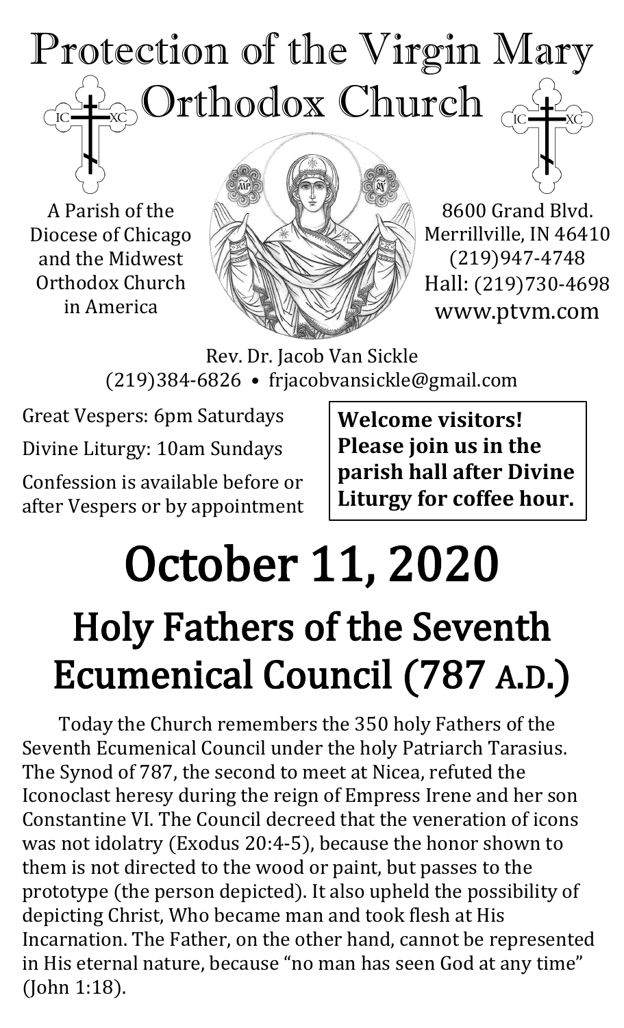# Protection of the Virgin Mary Orthodox Church

A Parish of the Diocese of Chicago and the Midwest Orthodox Church in America

8600 Grand Blvd.
Merrillville, IN 46410
(219)947-4748
Hall: (219)730-4698
www.ptvm.com

Rev. Dr. Jacob Van Sickle
(219)384-6826 • frjacobvansickle@gmail.com

Great Vespers: 6pm Saturdays

Divine Liturgy: 10am Sundays

Confession is available before or after Vespers or by appointment

**Welcome visitors! Please join us in the parish hall after Divine Liturgy for coffee hour.**

# October 11, 2020

## Holy Fathers of the Seventh Ecumenical Council (787 A.D.)

Today the Church remembers the 350 holy Fathers of the Seventh Ecumenical Council under the holy Patriarch Tarasius. The Synod of 787, the second to meet at Nicea, refuted the Iconoclast heresy during the reign of Empress Irene and her son Constantine VI. The Council decreed that the veneration of icons was not idolatry (Exodus 20:4-5), because the honor shown to them is not directed to the wood or paint, but passes to the prototype (the person depicted). It also upheld the possibility of depicting Christ, Who became man and took flesh at His Incarnation. The Father, on the other hand, cannot be represented in His eternal nature, because "no man has seen God at any time" (John 1:18).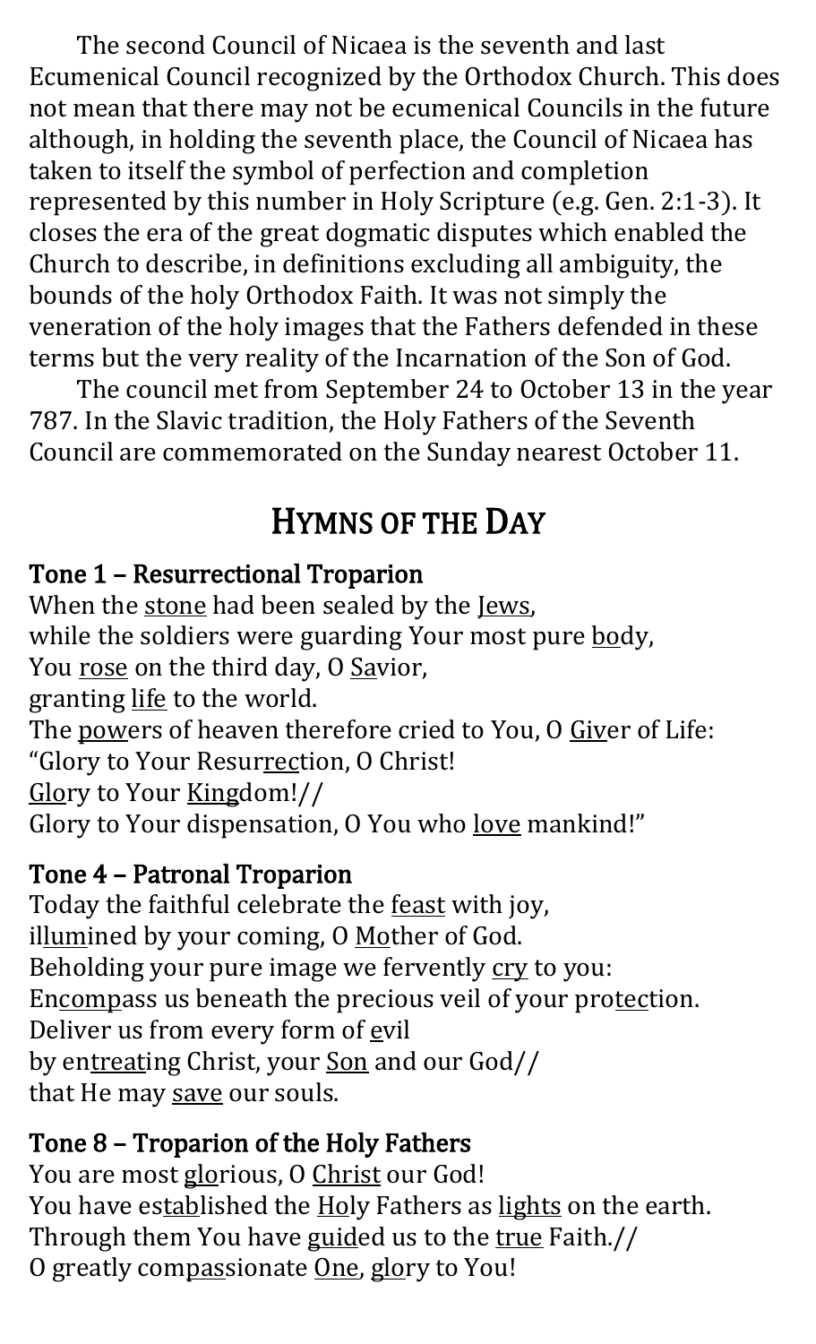The second Council of Nicaea is the seventh and last Ecumenical Council recognized by the Orthodox Church. This does not mean that there may not be ecumenical Councils in the future although, in holding the seventh place, the Council of Nicaea has taken to itself the symbol of perfection and completion represented by this number in Holy Scripture (e.g. Gen. 2:1-3). It closes the era of the great dogmatic disputes which enabled the Church to describe, in definitions excluding all ambiguity, the bounds of the holy Orthodox Faith. It was not simply the veneration of the holy images that the Fathers defended in these terms but the very reality of the Incarnation of the Son of God.

The council met from September 24 to October 13 in the year 787. In the Slavic tradition, the Holy Fathers of the Seventh Council are commemorated on the Sunday nearest October 11.

## HYMNS OF THE DAY

### Tone 1 – Resurrectional Troparion

When the stone had been sealed by the Jews,
while the soldiers were guarding Your most pure body,
You rose on the third day, O Savior,
granting life to the world.
The powers of heaven therefore cried to You, O Giver of Life:
"Glory to Your Resurrection, O Christ!
Glory to Your Kingdom!//
Glory to Your dispensation, O You who love mankind!"

### Tone 4 – Patronal Troparion

Today the faithful celebrate the feast with joy,
illumined by your coming, O Mother of God.
Beholding your pure image we fervently cry to you:
Encompass us beneath the precious veil of your protection.
Deliver us from every form of evil
by entreating Christ, your Son and our God//
that He may save our souls.

### Tone 8 – Troparion of the Holy Fathers

You are most glorious, O Christ our God!
You have established the Holy Fathers as lights on the earth.
Through them You have guided us to the true Faith.//
O greatly compassionate One, glory to You!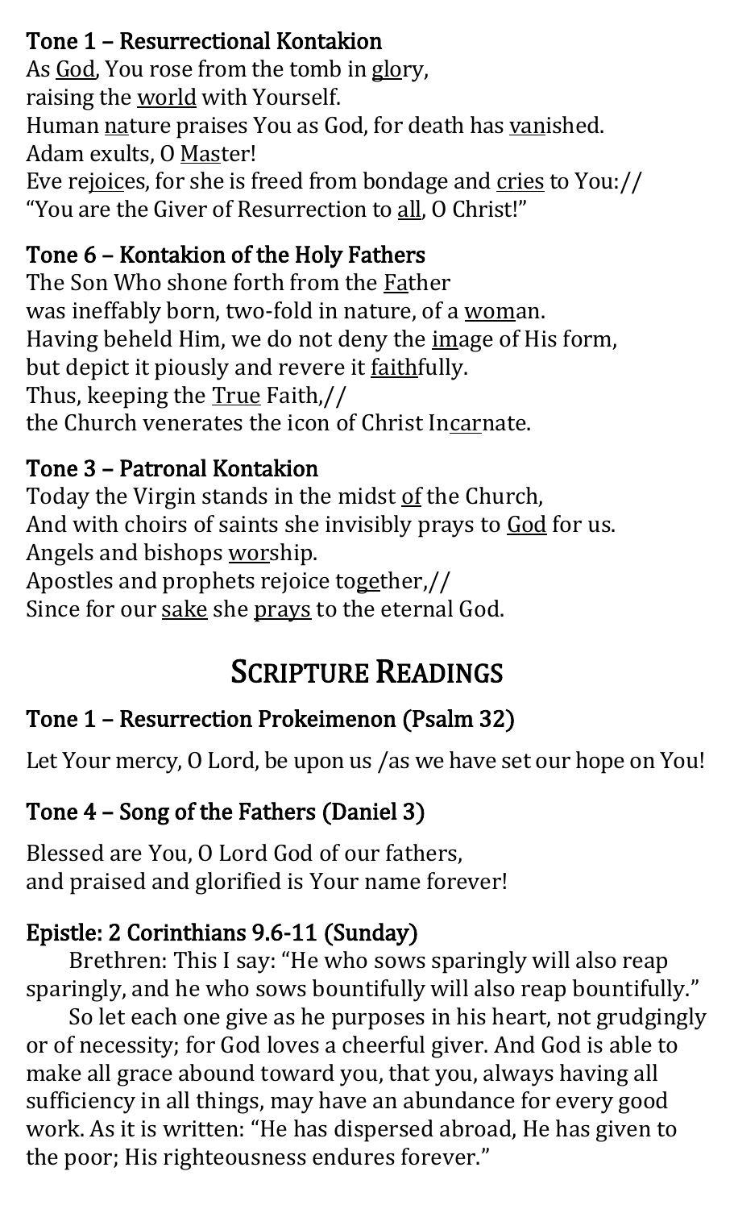### Tone 1 – Resurrectional Kontakion

As God, You rose from the tomb in glory,
raising the world with Yourself.
Human nature praises You as God, for death has vanished.
Adam exults, O Master!
Eve rejoices, for she is freed from bondage and cries to You://
"You are the Giver of Resurrection to all, O Christ!"

### Tone 6 – Kontakion of the Holy Fathers

The Son Who shone forth from the Father
was ineffably born, two-fold in nature, of a woman.
Having beheld Him, we do not deny the image of His form,
but depict it piously and revere it faithfully.
Thus, keeping the True Faith,//
the Church venerates the icon of Christ Incarnate.

### Tone 3 – Patronal Kontakion

Today the Virgin stands in the midst of the Church,
And with choirs of saints she invisibly prays to God for us.
Angels and bishops worship.
Apostles and prophets rejoice together,//
Since for our sake she prays to the eternal God.

## Scripture Readings

### Tone 1 – Resurrection Prokeimenon (Psalm 32)

Let Your mercy, O Lord, be upon us /as we have set our hope on You!

### Tone 4 – Song of the Fathers (Daniel 3)

Blessed are You, O Lord God of our fathers,
and praised and glorified is Your name forever!

### Epistle: 2 Corinthians 9.6-11 (Sunday)

Brethren: This I say: "He who sows sparingly will also reap sparingly, and he who sows bountifully will also reap bountifully."

So let each one give as he purposes in his heart, not grudgingly or of necessity; for God loves a cheerful giver. And God is able to make all grace abound toward you, that you, always having all sufficiency in all things, may have an abundance for every good work. As it is written: "He has dispersed abroad, He has given to the poor; His righteousness endures forever."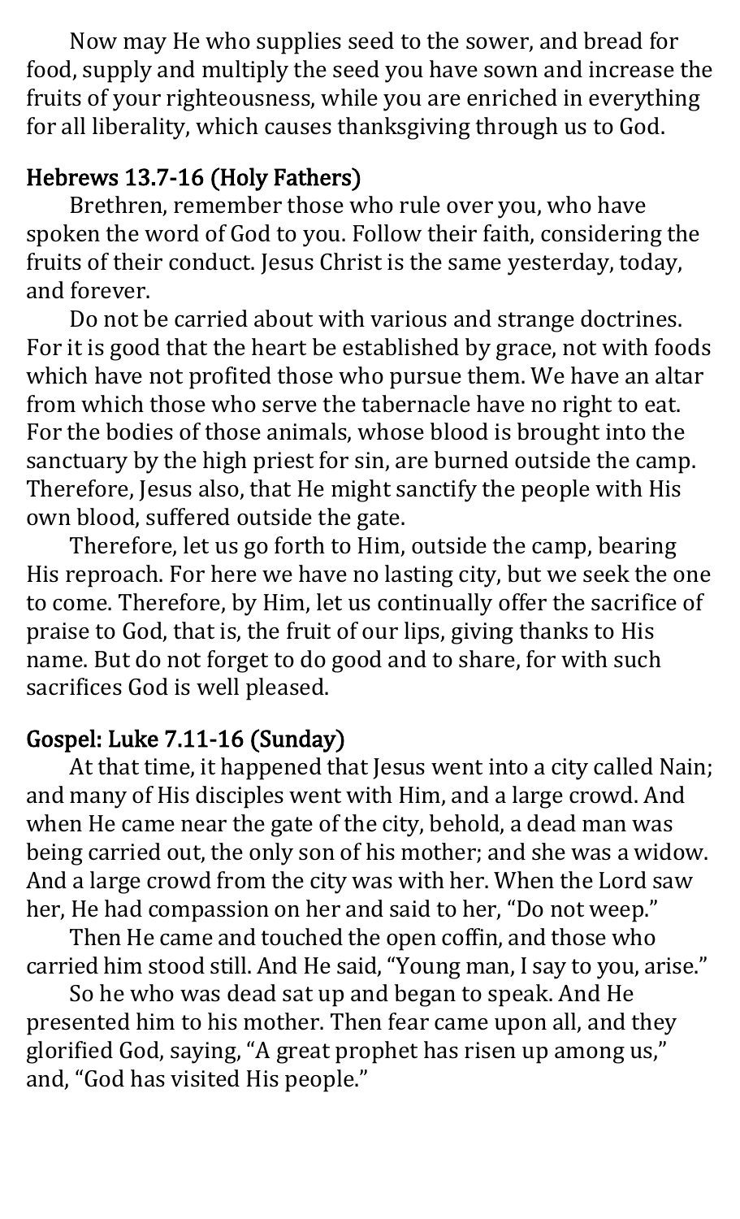Now may He who supplies seed to the sower, and bread for food, supply and multiply the seed you have sown and increase the fruits of your righteousness, while you are enriched in everything for all liberality, which causes thanksgiving through us to God.

### Hebrews 13.7-16 (Holy Fathers)

Brethren, remember those who rule over you, who have spoken the word of God to you. Follow their faith, considering the fruits of their conduct. Jesus Christ is the same yesterday, today, and forever.

Do not be carried about with various and strange doctrines. For it is good that the heart be established by grace, not with foods which have not profited those who pursue them. We have an altar from which those who serve the tabernacle have no right to eat. For the bodies of those animals, whose blood is brought into the sanctuary by the high priest for sin, are burned outside the camp. Therefore, Jesus also, that He might sanctify the people with His own blood, suffered outside the gate.

Therefore, let us go forth to Him, outside the camp, bearing His reproach. For here we have no lasting city, but we seek the one to come. Therefore, by Him, let us continually offer the sacrifice of praise to God, that is, the fruit of our lips, giving thanks to His name. But do not forget to do good and to share, for with such sacrifices God is well pleased.

### Gospel: Luke 7.11-16 (Sunday)

At that time, it happened that Jesus went into a city called Nain; and many of His disciples went with Him, and a large crowd. And when He came near the gate of the city, behold, a dead man was being carried out, the only son of his mother; and she was a widow. And a large crowd from the city was with her. When the Lord saw her, He had compassion on her and said to her, "Do not weep."

Then He came and touched the open coffin, and those who carried him stood still. And He said, "Young man, I say to you, arise."

So he who was dead sat up and began to speak. And He presented him to his mother. Then fear came upon all, and they glorified God, saying, "A great prophet has risen up among us," and, "God has visited His people."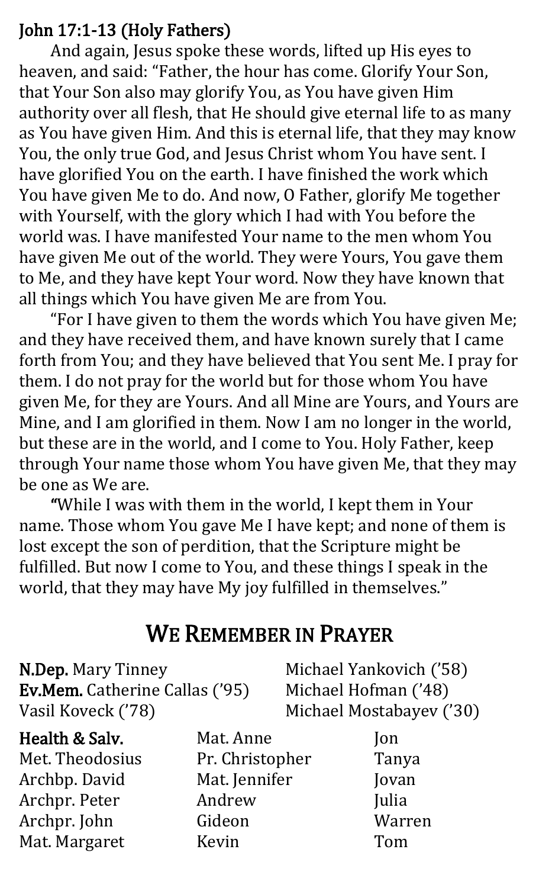**John 17:1-13 (Holy Fathers)**

And again, Jesus spoke these words, lifted up His eyes to heaven, and said: "Father, the hour has come. Glorify Your Son, that Your Son also may glorify You, as You have given Him authority over all flesh, that He should give eternal life to as many as You have given Him. And this is eternal life, that they may know You, the only true God, and Jesus Christ whom You have sent. I have glorified You on the earth. I have finished the work which You have given Me to do. And now, O Father, glorify Me together with Yourself, with the glory which I had with You before the world was. I have manifested Your name to the men whom You have given Me out of the world. They were Yours, You gave them to Me, and they have kept Your word. Now they have known that all things which You have given Me are from You.

"For I have given to them the words which You have given Me; and they have received them, and have known surely that I came forth from You; and they have believed that You sent Me. I pray for them. I do not pray for the world but for those whom You have given Me, for they are Yours. And all Mine are Yours, and Yours are Mine, and I am glorified in them. Now I am no longer in the world, but these are in the world, and I come to You. Holy Father, keep through Your name those whom You have given Me, that they may be one as We are.

"While I was with them in the world, I kept them in Your name. Those whom You gave Me I have kept; and none of them is lost except the son of perdition, that the Scripture might be fulfilled. But now I come to You, and these things I speak in the world, that they may have My joy fulfilled in themselves."

## We Remember in Prayer

**N.Dep.** Mary Tinney
**Ev.Mem.** Catherine Callas ('95)
Vasil Koveck ('78)
Michael Yankovich ('58)
Michael Hofman ('48)
Michael Mostabayev ('30)

**Health & Salv.**
Met. Theodosius
Archbp. David
Archpr. Peter
Archpr. John
Mat. Margaret
Mat. Anne
Pr. Christopher
Mat. Jennifer
Andrew
Gideon
Kevin
Jon
Tanya
Jovan
Julia
Warren
Tom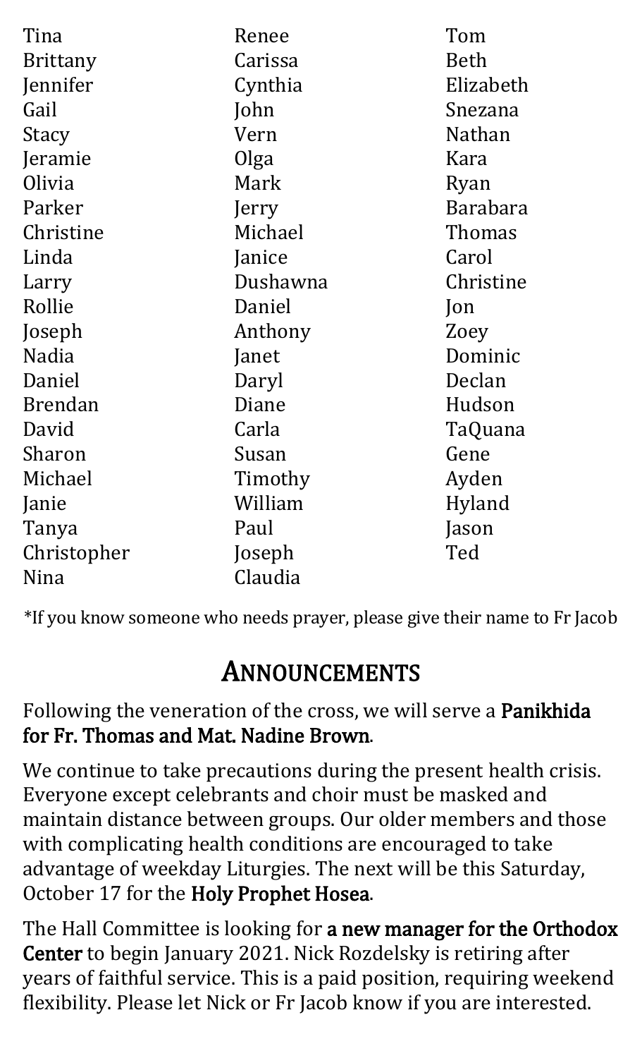Tina
Brittany
Jennifer
Gail
Stacy
Jeramie
Olivia
Parker
Christine
Linda
Larry
Rollie
Joseph
Nadia
Daniel
Brendan
David
Sharon
Michael
Janie
Tanya
Christopher
Nina
Renee
Carissa
Cynthia
John
Vern
Olga
Mark
Jerry
Michael
Janice
Dushawna
Daniel
Anthony
Janet
Daryl
Diane
Carla
Susan
Timothy
William
Paul
Joseph
Claudia
Tom
Beth
Elizabeth
Snezana
Nathan
Kara
Ryan
Barabara
Thomas
Carol
Christine
Jon
Zoey
Dominic
Declan
Hudson
TaQuana
Gene
Ayden
Hyland
Jason
Ted

*If you know someone who needs prayer, please give their name to Fr Jacob

## Announcements

Following the veneration of the cross, we will serve a **Panikhida for Fr. Thomas and Mat. Nadine Brown**.

We continue to take precautions during the present health crisis. Everyone except celebrants and choir must be masked and maintain distance between groups. Our older members and those with complicating health conditions are encouraged to take advantage of weekday Liturgies. The next will be this Saturday, October 17 for the **Holy Prophet Hosea**.

The Hall Committee is looking for **a new manager for the Orthodox Center** to begin January 2021. Nick Rozdelsky is retiring after years of faithful service. This is a paid position, requiring weekend flexibility. Please let Nick or Fr Jacob know if you are interested.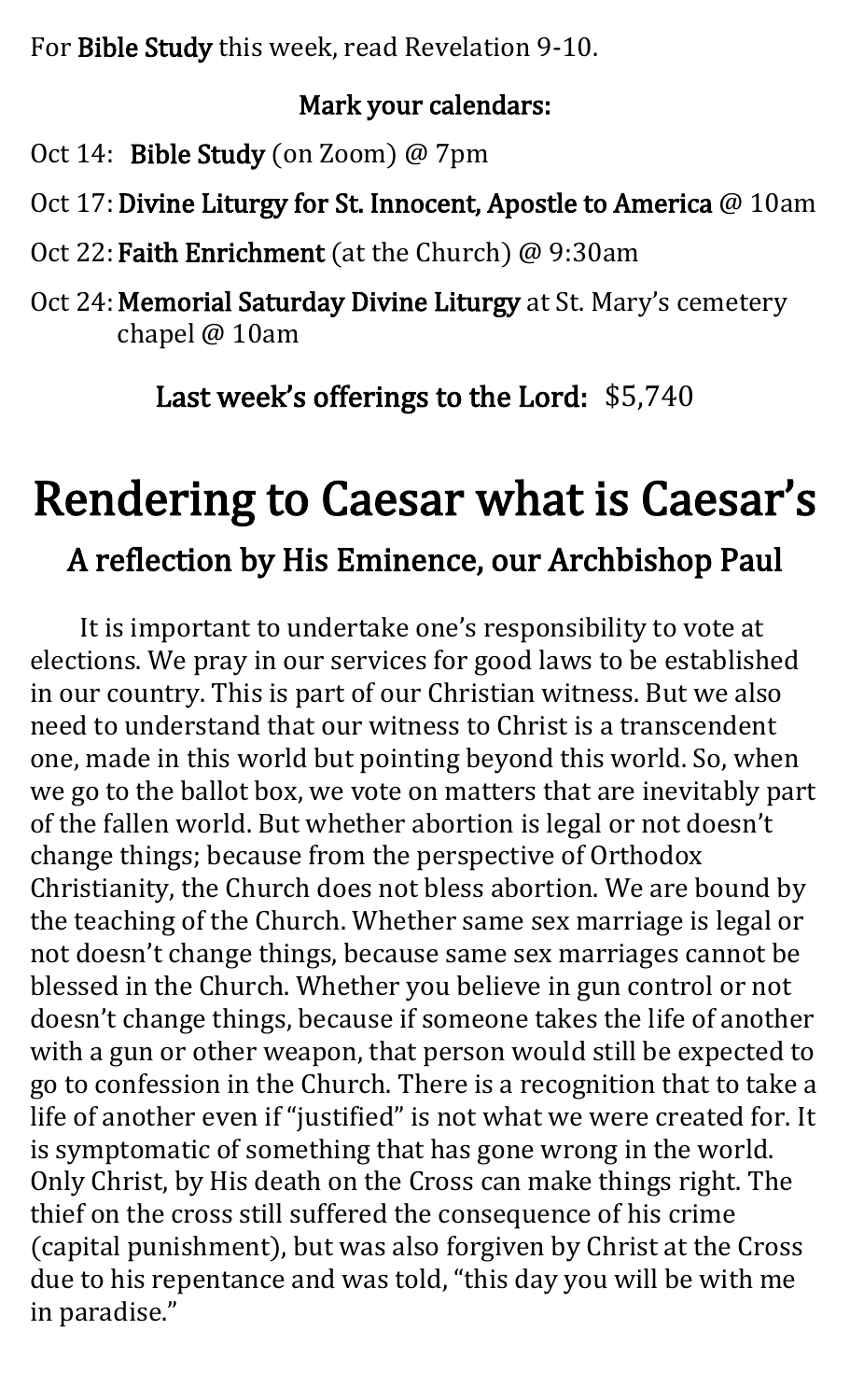For **Bible Study** this week, read Revelation 9-10.

**Mark your calendars:**

Oct 14: **Bible Study** (on Zoom) @ 7pm

Oct 17: **Divine Liturgy for St. Innocent, Apostle to America** @ 10am

Oct 22: **Faith Enrichment** (at the Church) @ 9:30am

Oct 24: **Memorial Saturday Divine Liturgy** at St. Mary's cemetery chapel @ 10am

**Last week's offerings to the Lord:** $5,740

# Rendering to Caesar what is Caesar's

## A reflection by His Eminence, our Archbishop Paul

It is important to undertake one's responsibility to vote at elections. We pray in our services for good laws to be established in our country. This is part of our Christian witness. But we also need to understand that our witness to Christ is a transcendent one, made in this world but pointing beyond this world. So, when we go to the ballot box, we vote on matters that are inevitably part of the fallen world. But whether abortion is legal or not doesn't change things; because from the perspective of Orthodox Christianity, the Church does not bless abortion. We are bound by the teaching of the Church. Whether same sex marriage is legal or not doesn't change things, because same sex marriages cannot be blessed in the Church. Whether you believe in gun control or not doesn't change things, because if someone takes the life of another with a gun or other weapon, that person would still be expected to go to confession in the Church. There is a recognition that to take a life of another even if "justified" is not what we were created for. It is symptomatic of something that has gone wrong in the world. Only Christ, by His death on the Cross can make things right. The thief on the cross still suffered the consequence of his crime (capital punishment), but was also forgiven by Christ at the Cross due to his repentance and was told, "this day you will be with me in paradise."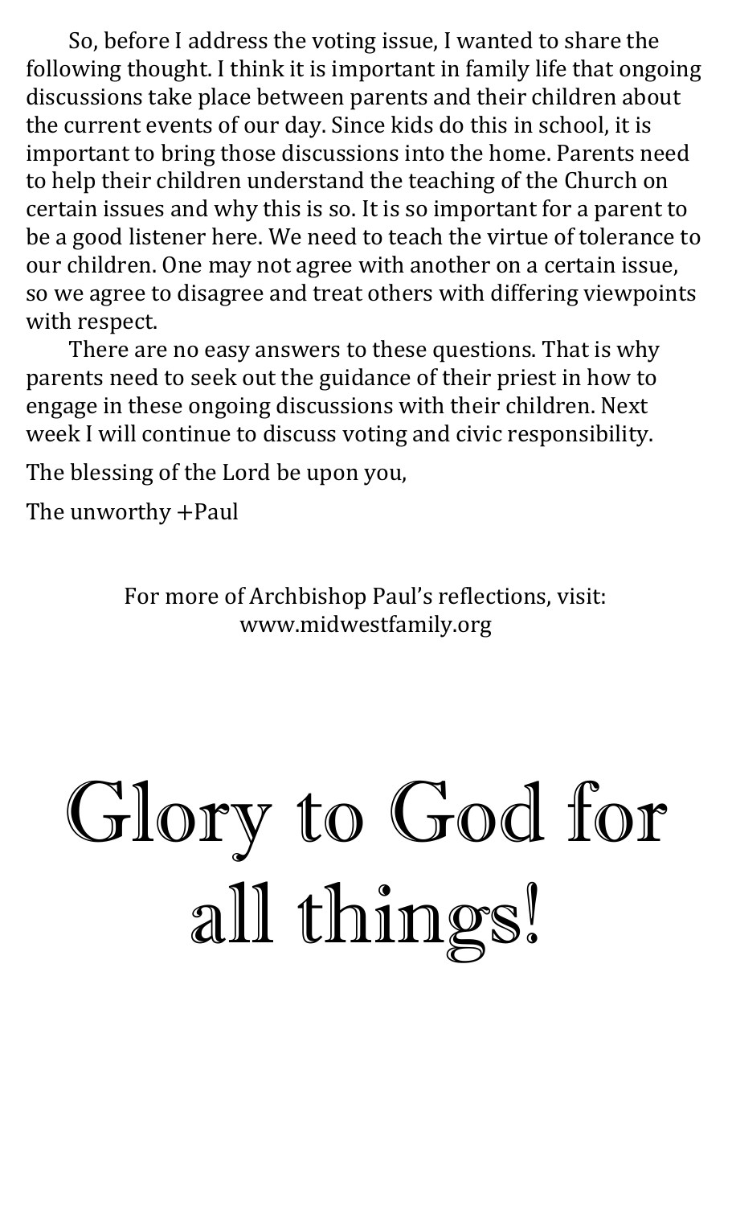So, before I address the voting issue, I wanted to share the following thought. I think it is important in family life that ongoing discussions take place between parents and their children about the current events of our day. Since kids do this in school, it is important to bring those discussions into the home. Parents need to help their children understand the teaching of the Church on certain issues and why this is so. It is so important for a parent to be a good listener here. We need to teach the virtue of tolerance to our children. One may not agree with another on a certain issue, so we agree to disagree and treat others with differing viewpoints with respect.

There are no easy answers to these questions. That is why parents need to seek out the guidance of their priest in how to engage in these ongoing discussions with their children. Next week I will continue to discuss voting and civic responsibility.

The blessing of the Lord be upon you,

The unworthy +Paul

For more of Archbishop Paul's reflections, visit: www.midwestfamily.org

# Glory to God for all things!